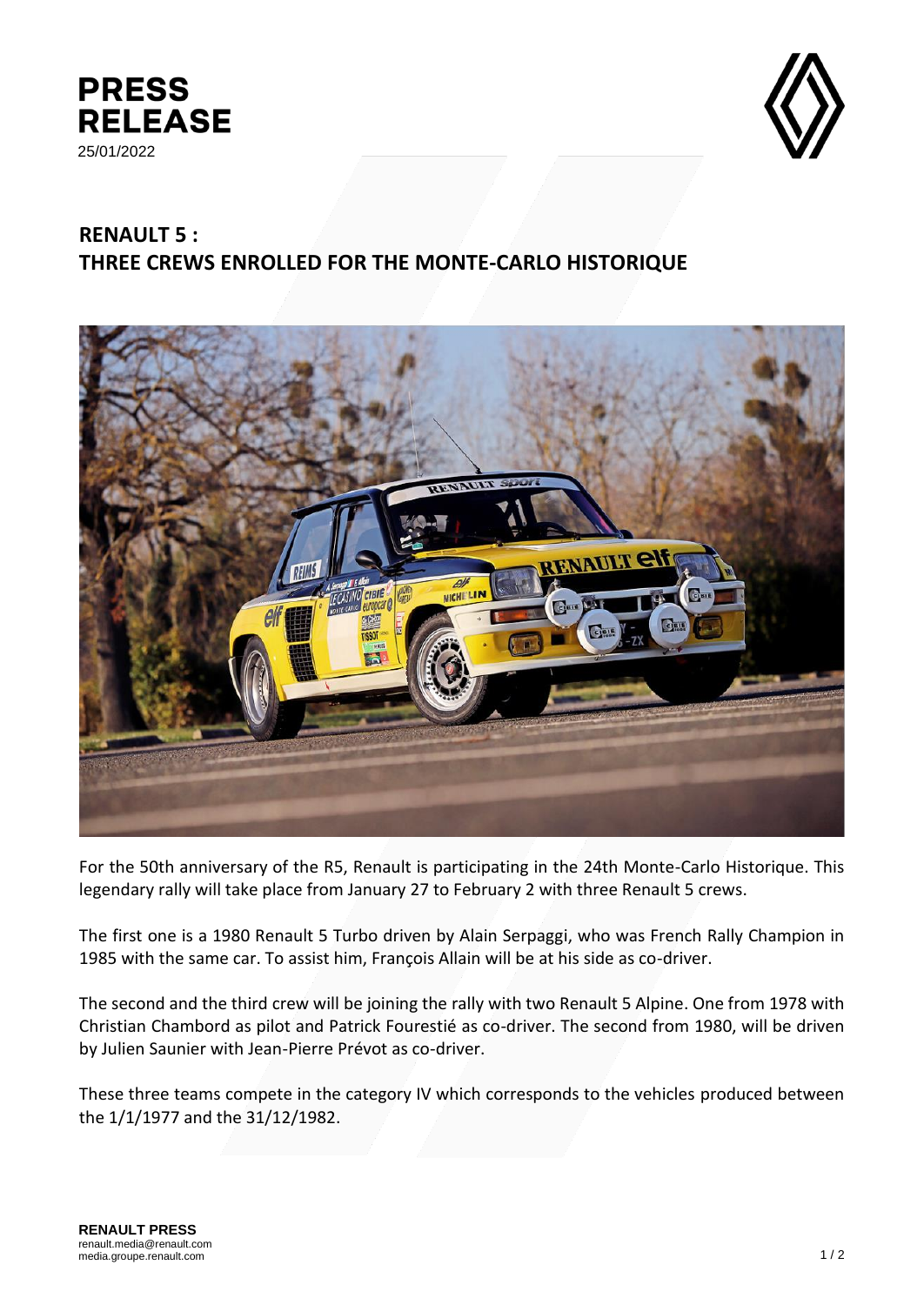**PRESS RELEASE**
25/01/2022

# RENAULT 5 : THREE CREWS ENROLLED FOR THE MONTE-CARLO HISTORIQUE

For the 50th anniversary of the R5, Renault is participating in the 24th Monte-Carlo Historique. This legendary rally will take place from January 27 to February 2 with three Renault 5 crews.

The first one is a 1980 Renault 5 Turbo driven by Alain Serpaggi, who was French Rally Champion in 1985 with the same car. To assist him, François Allain will be at his side as co-driver.

The second and the third crew will be joining the rally with two Renault 5 Alpine. One from 1978 with Christian Chambord as pilot and Patrick Fourestié as co-driver. The second from 1980, will be driven by Julien Saunier with Jean-Pierre Prévot as co-driver.

These three teams compete in the category IV which corresponds to the vehicles produced between the 1/1/1977 and the 31/12/1982.

**RENAULT PRESS**
renault.media@renault.com
media.groupe.renault.com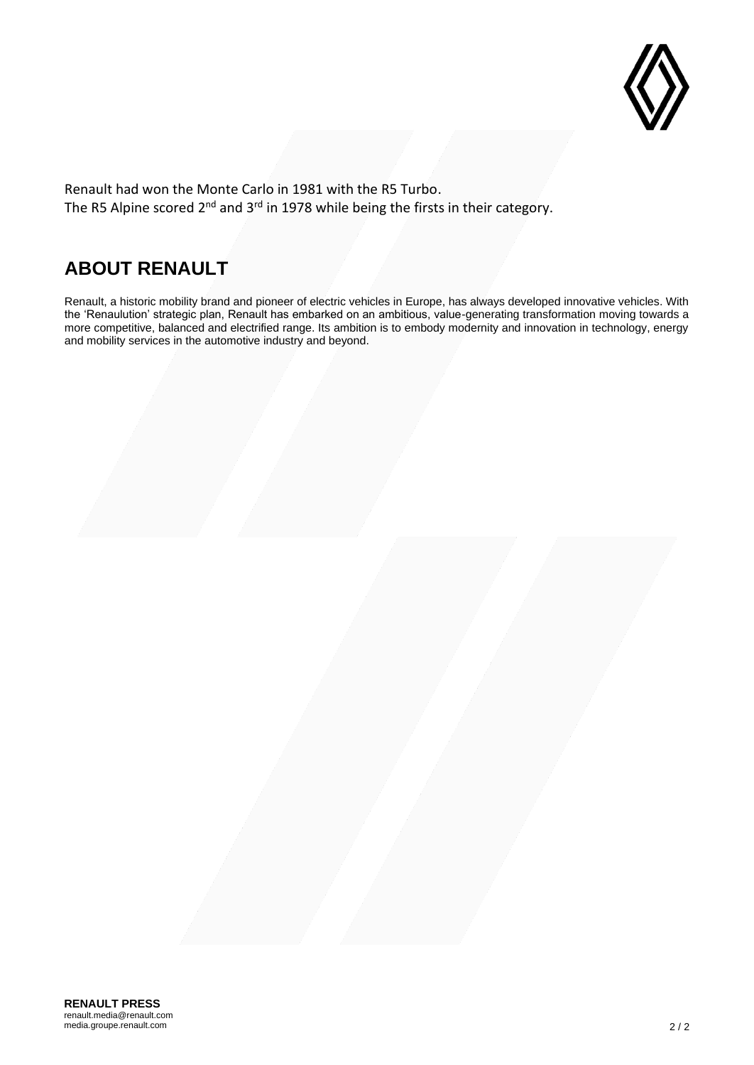Renault had won the Monte Carlo in 1981 with the R5 Turbo.
The R5 Alpine scored 2nd and 3rd in 1978 while being the firsts in their category.

## ABOUT RENAULT

Renault, a historic mobility brand and pioneer of electric vehicles in Europe, has always developed innovative vehicles. With the 'Renaulution' strategic plan, Renault has embarked on an ambitious, value-generating transformation moving towards a more competitive, balanced and electrified range. Its ambition is to embody modernity and innovation in technology, energy and mobility services in the automotive industry and beyond.

**RENAULT PRESS**
renault.media@renault.com
media.groupe.renault.com